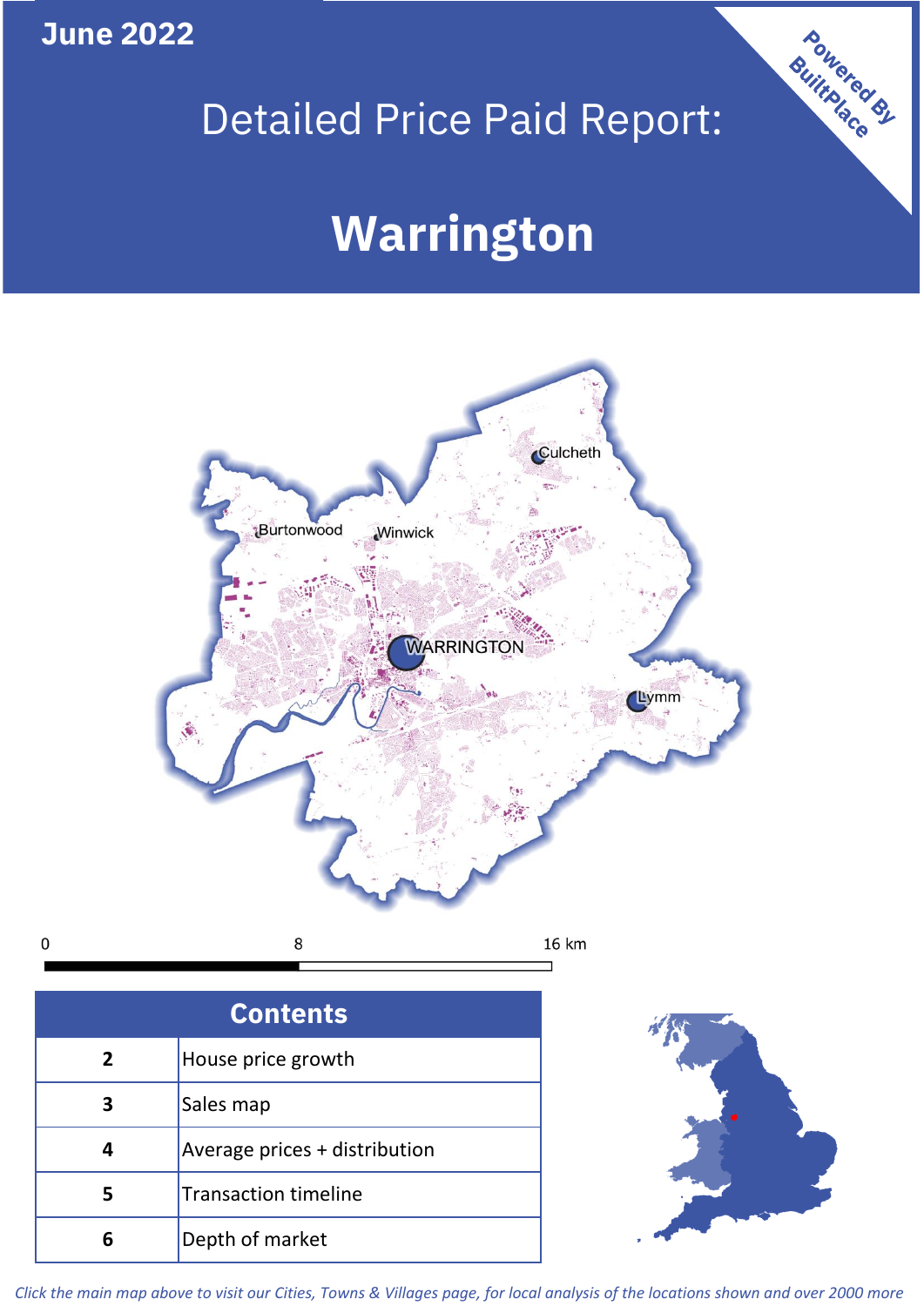June 2022

# Detailed Price Paid Report:

# Warrington

Powered By BuiltPlace

## Contents

| | |
|---|---|
| 2 | House price growth |
| 3 | Sales map |
| 4 | Average prices + distribution |
| 5 | Transaction timeline |
| 6 | Depth of market |

*Click the main map above to visit our Cities, Towns & Villages page, for local analysis of the locations shown and over 2000 more*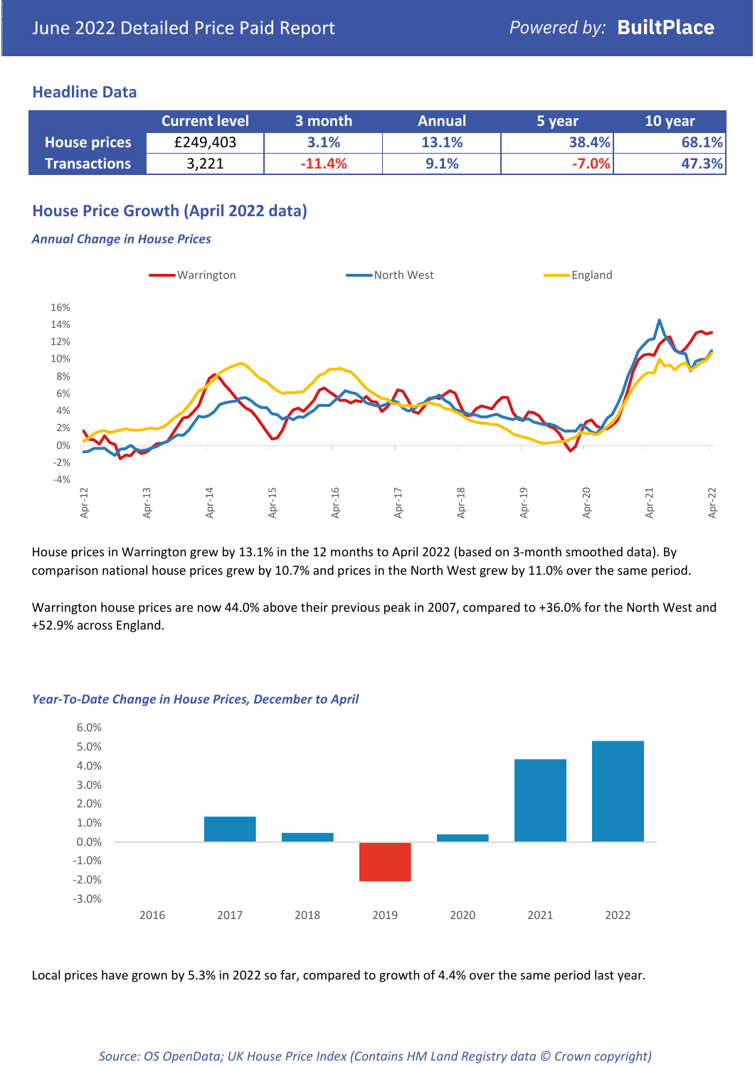# June 2022 Detailed Price Paid Report

Powered by: **BuiltPlace**

## Headline Data

| | Current level | 3 month | Annual | 5 year | 10 year |
|---|---|---|---|---|---|
| **House prices** | £249,403 | 3.1% | 13.1% | 38.4% | 68.1% |
| **Transactions** | 3,221 | -11.4% | 9.1% | -7.0% | 47.3% |

## House Price Growth (April 2022 data)

***Annual Change in House Prices***

House prices in Warrington grew by 13.1% in the 12 months to April 2022 (based on 3-month smoothed data). By comparison national house prices grew by 10.7% and prices in the North West grew by 11.0% over the same period.

Warrington house prices are now 44.0% above their previous peak in 2007, compared to +36.0% for the North West and +52.9% across England.

***Year-To-Date Change in House Prices, December to April***

Local prices have grown by 5.3% in 2022 so far, compared to growth of 4.4% over the same period last year.

*Source: OS OpenData; UK House Price Index (Contains HM Land Registry data © Crown copyright)*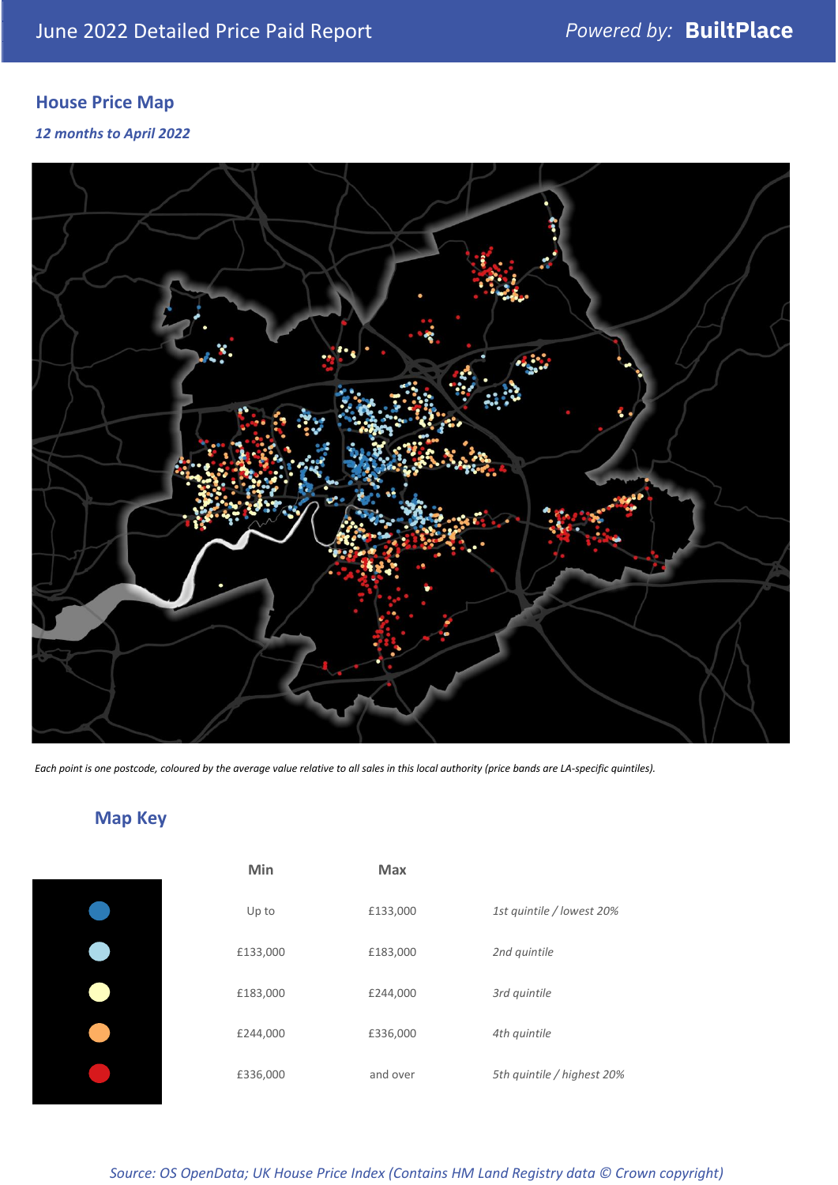June 2022 Detailed Price Paid Report

*Powered by:* **BuiltPlace**

## House Price Map

***12 months to April 2022***

*Each point is one postcode, coloured by the average value relative to all sales in this local authority (price bands are LA-specific quintiles).*

## Map Key

| | Min | Max | |
|---|---|---|---|
| | Up to | £133,000 | *1st quintile / lowest 20%* |
| | £133,000 | £183,000 | *2nd quintile* |
| | £183,000 | £244,000 | *3rd quintile* |
| | £244,000 | £336,000 | *4th quintile* |
| | £336,000 | and over | *5th quintile / highest 20%* |

*Source: OS OpenData; UK House Price Index (Contains HM Land Registry data © Crown copyright)*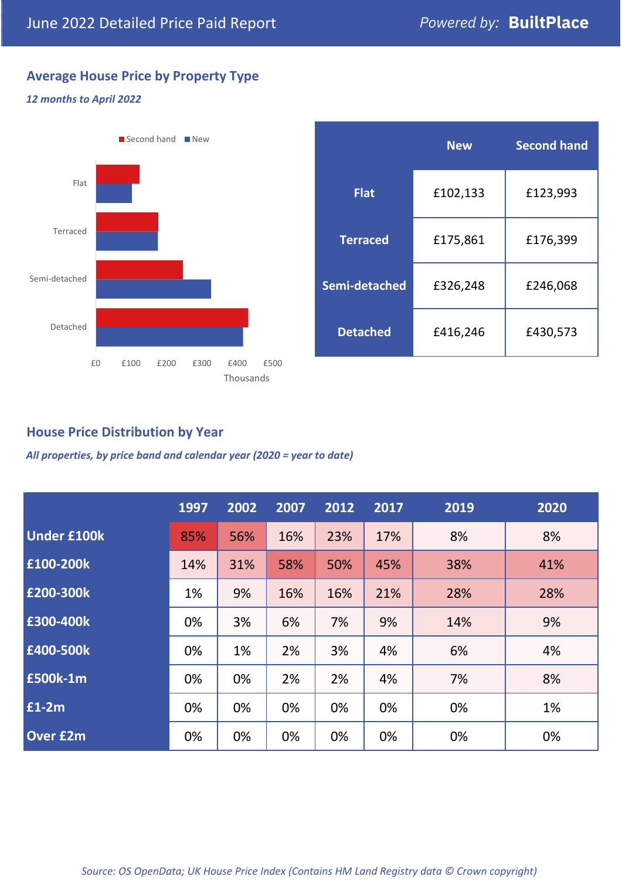# June 2022 Detailed Price Paid Report

*Powered by:* **BuiltPlace**

## Average House Price by Property Type

***12 months to April 2022***

|  | New | Second hand |
|---|---|---|
| **Flat** | £102,133 | £123,993 |
| **Terraced** | £175,861 | £176,399 |
| **Semi-detached** | £326,248 | £246,068 |
| **Detached** | £416,246 | £430,573 |

## House Price Distribution by Year

***All properties, by price band and calendar year (2020 = year to date)***

|  | 1997 | 2002 | 2007 | 2012 | 2017 | 2019 | 2020 |
|---|---|---|---|---|---|---|---|
| **Under £100k** | 85% | 56% | 16% | 23% | 17% | 8% | 8% |
| **£100-200k** | 14% | 31% | 58% | 50% | 45% | 38% | 41% |
| **£200-300k** | 1% | 9% | 16% | 16% | 21% | 28% | 28% |
| **£300-400k** | 0% | 3% | 6% | 7% | 9% | 14% | 9% |
| **£400-500k** | 0% | 1% | 2% | 3% | 4% | 6% | 4% |
| **£500k-1m** | 0% | 0% | 2% | 2% | 4% | 7% | 8% |
| **£1-2m** | 0% | 0% | 0% | 0% | 0% | 0% | 1% |
| **Over £2m** | 0% | 0% | 0% | 0% | 0% | 0% | 0% |

*Source: OS OpenData; UK House Price Index (Contains HM Land Registry data © Crown copyright)*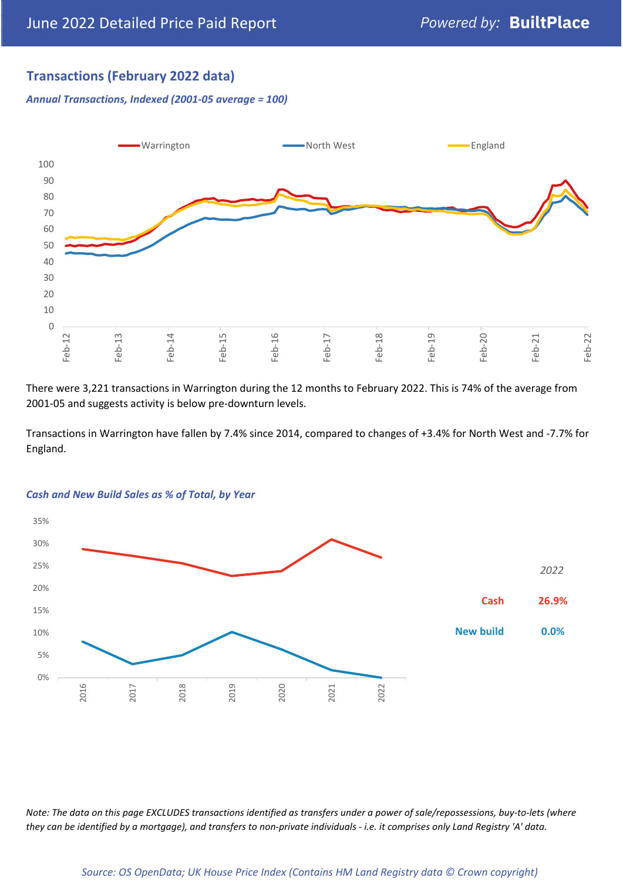## Transactions (February 2022 data)

*Annual Transactions, Indexed (2001-05 average = 100)*

There were 3,221 transactions in Warrington during the 12 months to February 2022. This is 74% of the average from 2001-05 and suggests activity is below pre-downturn levels.

Transactions in Warrington have fallen by 7.4% since 2014, compared to changes of +3.4% for North West and -7.7% for England.

*Cash and New Build Sales as % of Total, by Year*

*2022*

| | |
|---|---|
| Cash | 26.9% |
| New build | 0.0% |

*Note: The data on this page EXCLUDES transactions identified as transfers under a power of sale/repossessions, buy-to-lets (where they can be identified by a mortgage), and transfers to non-private individuals - i.e. it comprises only Land Registry 'A' data.*

*Source: OS OpenData; UK House Price Index (Contains HM Land Registry data © Crown copyright)*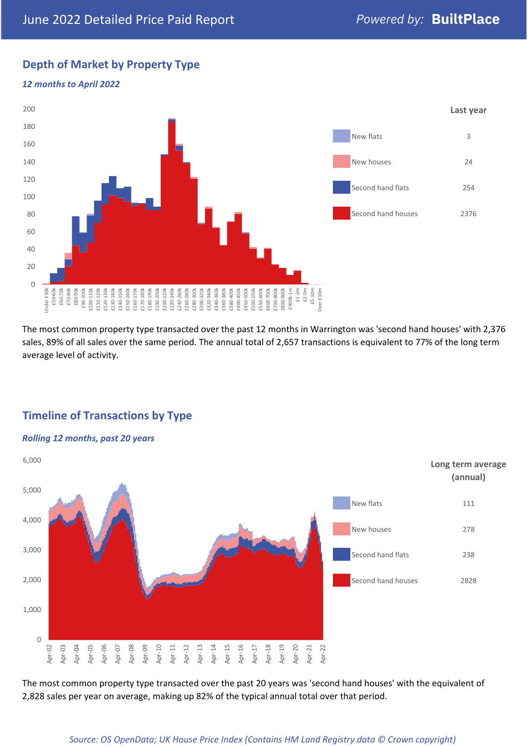# June 2022 Detailed Price Paid Report

Powered by: **BuiltPlace**

## Depth of Market by Property Type

*12 months to April 2022*

200
180
160
140
120
100
80
60
40
20
0

Under £50k, £50-60k, £60-70k, £70-80k, £80-90k, £90-100k, £100-110k, £110-120k, £120-130k, £130-140k, £140-150k, £150-160k, £160-170k, £170-180k, £180-190k, £190-200k, £200-220k, £220-240k, £240-260k, £260-280k, £280-300k, £300-320k, £320-340k, £340-360k, £360-380k, £380-400k, £400-450k, £450-500k, £500-550k, £550-600k, £600-700k, £700-800k, £800-900k, £900k-1m, £1-2m, £2-5m, £5-10m, Over £10m

Last year

New flats 3
New houses 24
Second hand flats 254
Second hand houses 2376

The most common property type transacted over the past 12 months in Warrington was 'second hand houses' with 2,376 sales, 89% of all sales over the same period. The annual total of 2,657 transactions is equivalent to 77% of the long term average level of activity.

## Timeline of Transactions by Type

*Rolling 12 months, past 20 years*

6,000
5,000
4,000
3,000
2,000
1,000
0

Apr-02, Apr-03, Apr-04, Apr-05, Apr-06, Apr-07, Apr-08, Apr-09, Apr-10, Apr-11, Apr-12, Apr-13, Apr-14, Apr-15, Apr-16, Apr-17, Apr-18, Apr-19, Apr-20, Apr-21, Apr-22

Long term average (annual)

New flats 111
New houses 278
Second hand flats 238
Second hand houses 2828

The most common property type transacted over the past 20 years was 'second hand houses' with the equivalent of 2,828 sales per year on average, making up 82% of the typical annual total over that period.

*Source: OS OpenData; UK House Price Index (Contains HM Land Registry data © Crown copyright)*